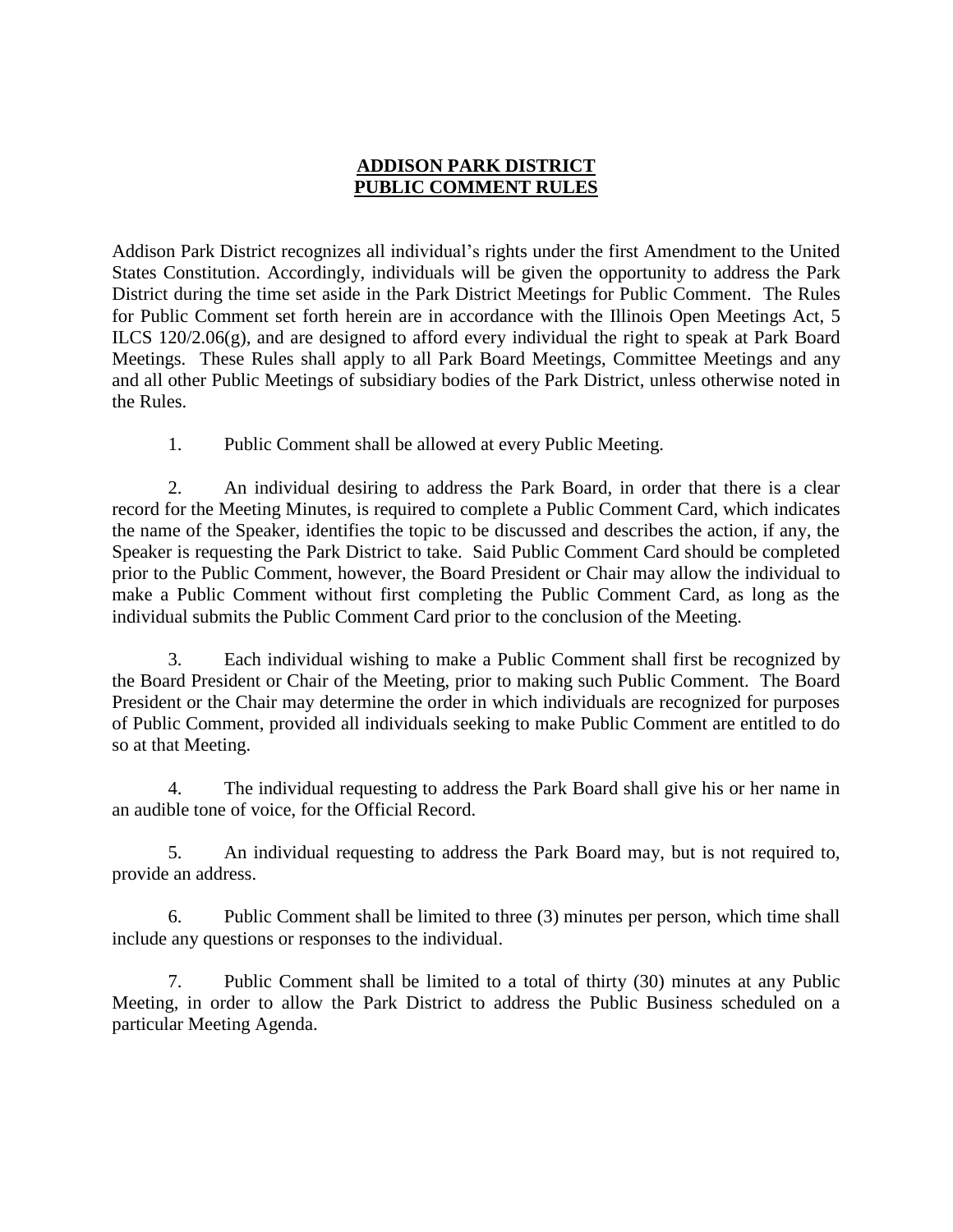# ADDISON PARK DISTRICT
# PUBLIC COMMENT RULES

Addison Park District recognizes all individual's rights under the first Amendment to the United States Constitution. Accordingly, individuals will be given the opportunity to address the Park District during the time set aside in the Park District Meetings for Public Comment. The Rules for Public Comment set forth herein are in accordance with the Illinois Open Meetings Act, 5 ILCS 120/2.06(g), and are designed to afford every individual the right to speak at Park Board Meetings. These Rules shall apply to all Park Board Meetings, Committee Meetings and any and all other Public Meetings of subsidiary bodies of the Park District, unless otherwise noted in the Rules.

1. Public Comment shall be allowed at every Public Meeting.

2. An individual desiring to address the Park Board, in order that there is a clear record for the Meeting Minutes, is required to complete a Public Comment Card, which indicates the name of the Speaker, identifies the topic to be discussed and describes the action, if any, the Speaker is requesting the Park District to take. Said Public Comment Card should be completed prior to the Public Comment, however, the Board President or Chair may allow the individual to make a Public Comment without first completing the Public Comment Card, as long as the individual submits the Public Comment Card prior to the conclusion of the Meeting.

3. Each individual wishing to make a Public Comment shall first be recognized by the Board President or Chair of the Meeting, prior to making such Public Comment. The Board President or the Chair may determine the order in which individuals are recognized for purposes of Public Comment, provided all individuals seeking to make Public Comment are entitled to do so at that Meeting.

4. The individual requesting to address the Park Board shall give his or her name in an audible tone of voice, for the Official Record.

5. An individual requesting to address the Park Board may, but is not required to, provide an address.

6. Public Comment shall be limited to three (3) minutes per person, which time shall include any questions or responses to the individual.

7. Public Comment shall be limited to a total of thirty (30) minutes at any Public Meeting, in order to allow the Park District to address the Public Business scheduled on a particular Meeting Agenda.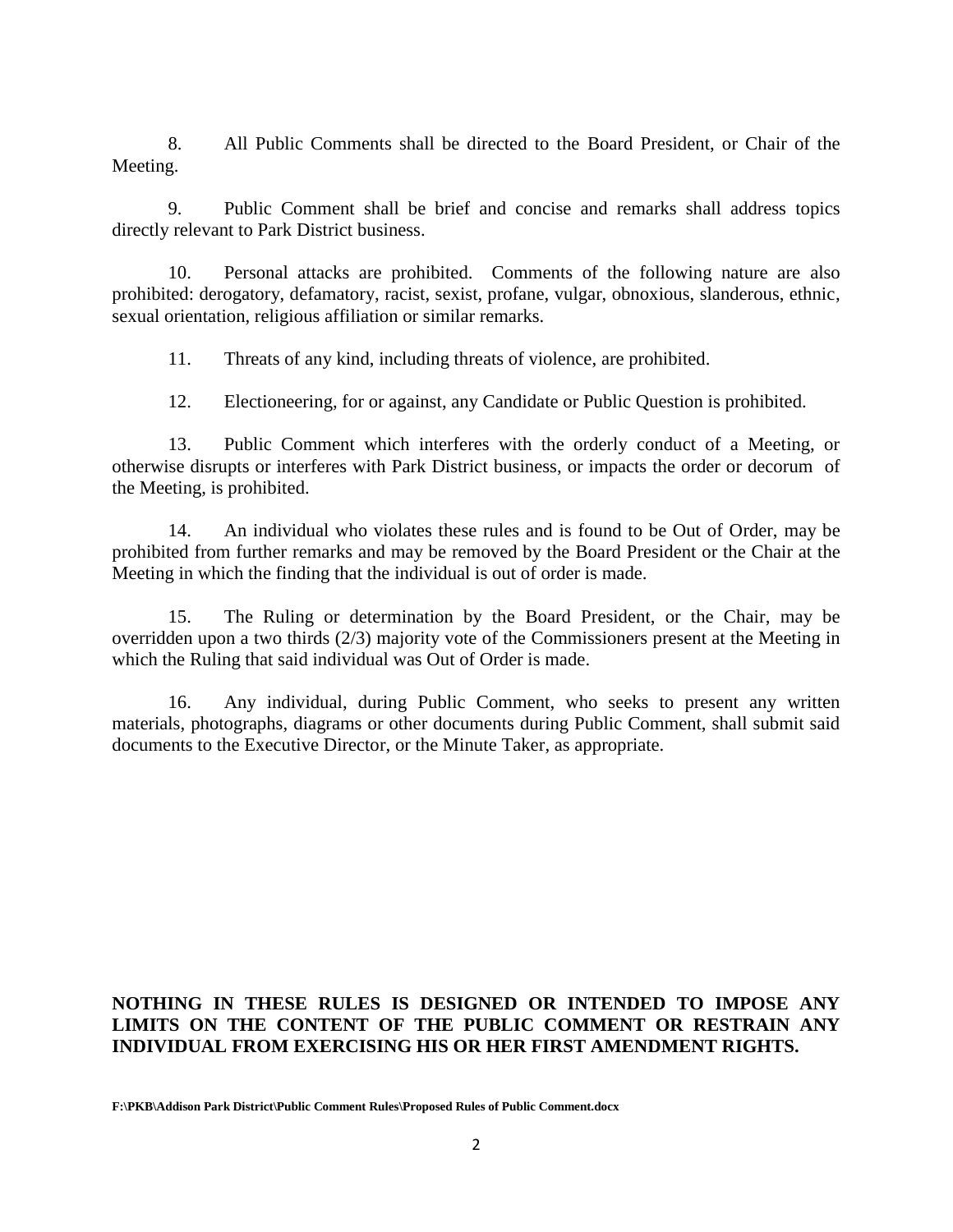8. All Public Comments shall be directed to the Board President, or Chair of the Meeting.

9. Public Comment shall be brief and concise and remarks shall address topics directly relevant to Park District business.

10. Personal attacks are prohibited. Comments of the following nature are also prohibited: derogatory, defamatory, racist, sexist, profane, vulgar, obnoxious, slanderous, ethnic, sexual orientation, religious affiliation or similar remarks.

11. Threats of any kind, including threats of violence, are prohibited.

12. Electioneering, for or against, any Candidate or Public Question is prohibited.

13. Public Comment which interferes with the orderly conduct of a Meeting, or otherwise disrupts or interferes with Park District business, or impacts the order or decorum of the Meeting, is prohibited.

14. An individual who violates these rules and is found to be Out of Order, may be prohibited from further remarks and may be removed by the Board President or the Chair at the Meeting in which the finding that the individual is out of order is made.

15. The Ruling or determination by the Board President, or the Chair, may be overridden upon a two thirds (2/3) majority vote of the Commissioners present at the Meeting in which the Ruling that said individual was Out of Order is made.

16. Any individual, during Public Comment, who seeks to present any written materials, photographs, diagrams or other documents during Public Comment, shall submit said documents to the Executive Director, or the Minute Taker, as appropriate.

**NOTHING IN THESE RULES IS DESIGNED OR INTENDED TO IMPOSE ANY LIMITS ON THE CONTENT OF THE PUBLIC COMMENT OR RESTRAIN ANY INDIVIDUAL FROM EXERCISING HIS OR HER FIRST AMENDMENT RIGHTS.**

**F:\PKB\Addison Park District\Public Comment Rules\Proposed Rules of Public Comment.docx**